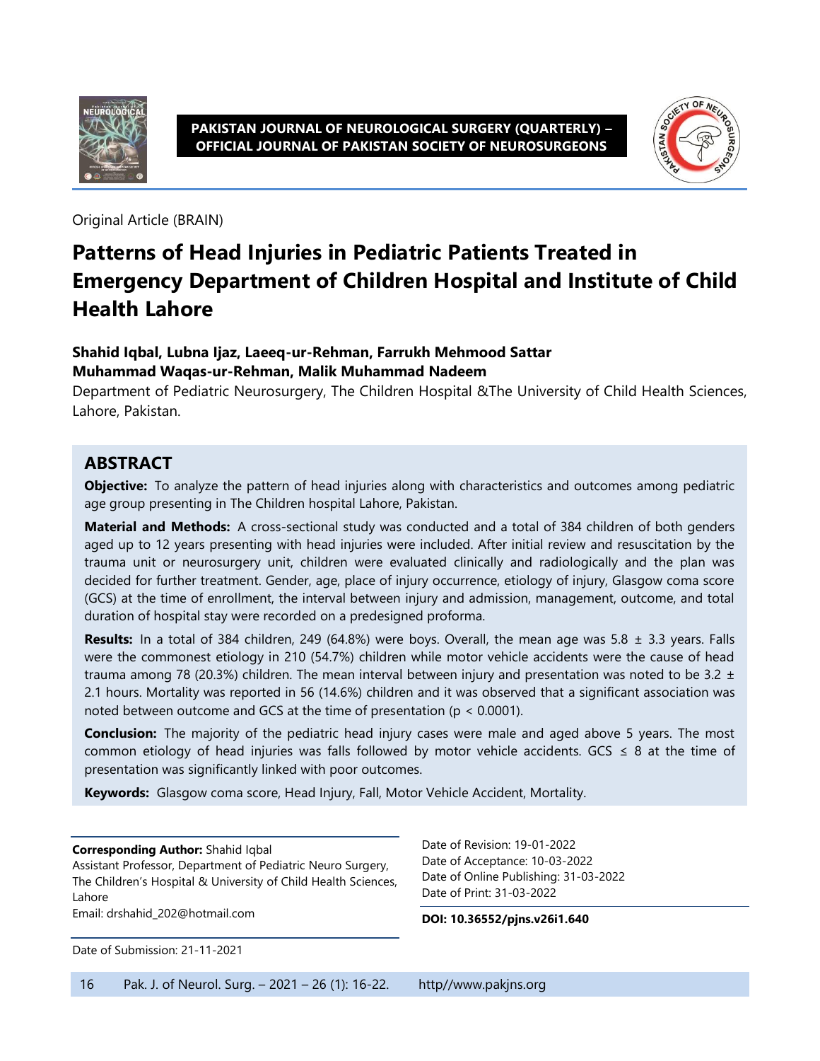Original Article (BRAIN)

# Patterns of Head Injuries in Pediatric Patients Treated in Emergency Department of Children Hospital and Institute of Child Health Lahore

**Shahid Iqbal, Lubna Ijaz, Laeeq-ur-Rehman, Farrukh Mehmood Sattar**
**Muhammad Waqas-ur-Rehman, Malik Muhammad Nadeem**

Department of Pediatric Neurosurgery, The Children Hospital &The University of Child Health Sciences, Lahore, Pakistan.

## ABSTRACT

**Objective:** To analyze the pattern of head injuries along with characteristics and outcomes among pediatric age group presenting in The Children hospital Lahore, Pakistan.

**Material and Methods:** A cross-sectional study was conducted and a total of 384 children of both genders aged up to 12 years presenting with head injuries were included. After initial review and resuscitation by the trauma unit or neurosurgery unit, children were evaluated clinically and radiologically and the plan was decided for further treatment. Gender, age, place of injury occurrence, etiology of injury, Glasgow coma score (GCS) at the time of enrollment, the interval between injury and admission, management, outcome, and total duration of hospital stay were recorded on a predesigned proforma.

**Results:** In a total of 384 children, 249 (64.8%) were boys. Overall, the mean age was 5.8 ± 3.3 years. Falls were the commonest etiology in 210 (54.7%) children while motor vehicle accidents were the cause of head trauma among 78 (20.3%) children. The mean interval between injury and presentation was noted to be 3.2 ± 2.1 hours. Mortality was reported in 56 (14.6%) children and it was observed that a significant association was noted between outcome and GCS at the time of presentation ($p < 0.0001$).

**Conclusion:** The majority of the pediatric head injury cases were male and aged above 5 years. The most common etiology of head injuries was falls followed by motor vehicle accidents. GCS ≤ 8 at the time of presentation was significantly linked with poor outcomes.

**Keywords:** Glasgow coma score, Head Injury, Fall, Motor Vehicle Accident, Mortality.

**Corresponding Author:** Shahid Iqbal
Assistant Professor, Department of Pediatric Neuro Surgery, The Children's Hospital & University of Child Health Sciences, Lahore
Email: drshahid_202@hotmail.com

Date of Submission: 21-11-2021

Date of Revision: 19-01-2022
Date of Acceptance: 10-03-2022
Date of Online Publishing: 31-03-2022
Date of Print: 31-03-2022

**DOI: 10.36552/pjns.v26i1.640**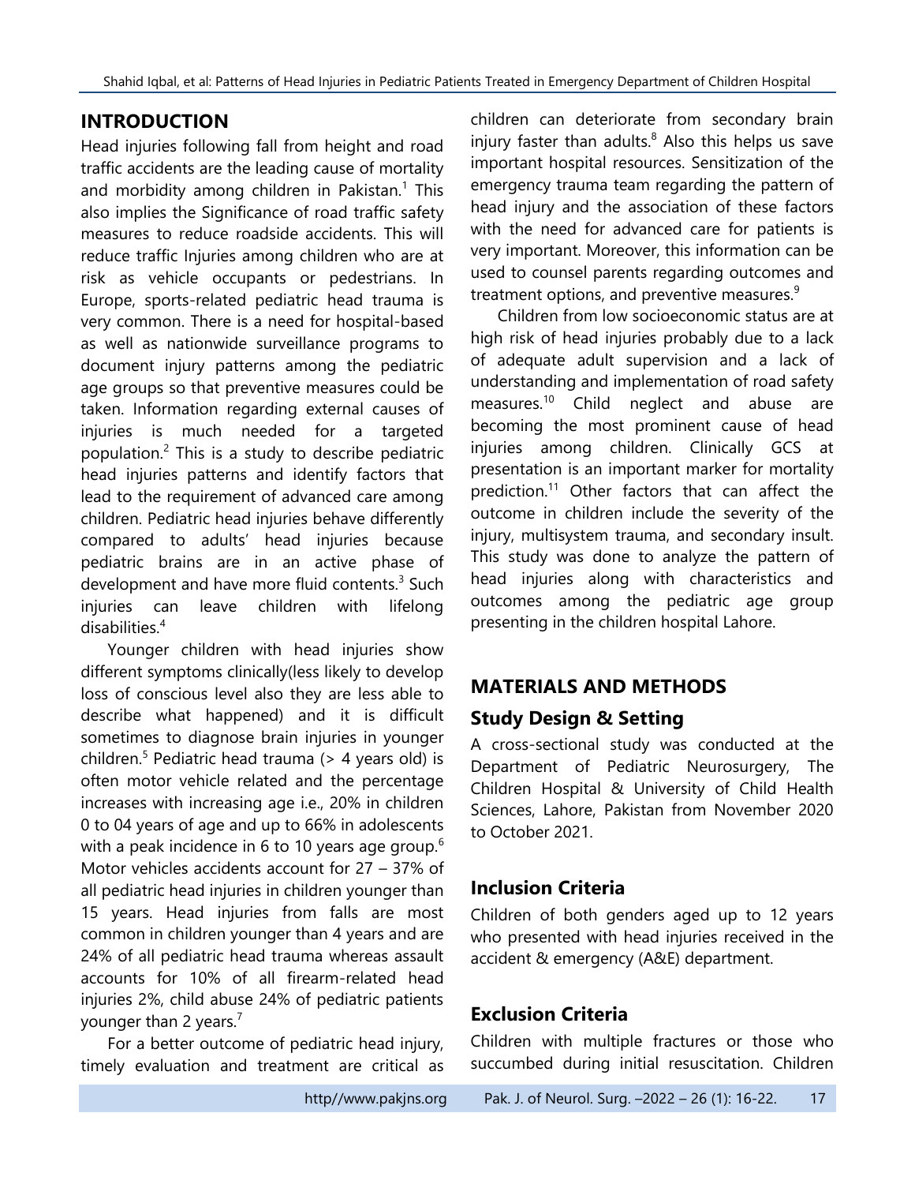## INTRODUCTION

Head injuries following fall from height and road traffic accidents are the leading cause of mortality and morbidity among children in Pakistan.[1] This also implies the Significance of road traffic safety measures to reduce roadside accidents. This will reduce traffic Injuries among children who are at risk as vehicle occupants or pedestrians. In Europe, sports-related pediatric head trauma is very common. There is a need for hospital-based as well as nationwide surveillance programs to document injury patterns among the pediatric age groups so that preventive measures could be taken. Information regarding external causes of injuries is much needed for a targeted population.[2] This is a study to describe pediatric head injuries patterns and identify factors that lead to the requirement of advanced care among children. Pediatric head injuries behave differently compared to adults' head injuries because pediatric brains are in an active phase of development and have more fluid contents.[3] Such injuries can leave children with lifelong disabilities.[4]

Younger children with head injuries show different symptoms clinically(less likely to develop loss of conscious level also they are less able to describe what happened) and it is difficult sometimes to diagnose brain injuries in younger children.[5] Pediatric head trauma (> 4 years old) is often motor vehicle related and the percentage increases with increasing age i.e., 20% in children 0 to 04 years of age and up to 66% in adolescents with a peak incidence in 6 to 10 years age group.[6] Motor vehicles accidents account for 27 – 37% of all pediatric head injuries in children younger than 15 years. Head injuries from falls are most common in children younger than 4 years and are 24% of all pediatric head trauma whereas assault accounts for 10% of all firearm-related head injuries 2%, child abuse 24% of pediatric patients younger than 2 years.[7]

For a better outcome of pediatric head injury, timely evaluation and treatment are critical as children can deteriorate from secondary brain injury faster than adults.[8] Also this helps us save important hospital resources. Sensitization of the emergency trauma team regarding the pattern of head injury and the association of these factors with the need for advanced care for patients is very important. Moreover, this information can be used to counsel parents regarding outcomes and treatment options, and preventive measures.[9]

Children from low socioeconomic status are at high risk of head injuries probably due to a lack of adequate adult supervision and a lack of understanding and implementation of road safety measures.[10] Child neglect and abuse are becoming the most prominent cause of head injuries among children. Clinically GCS at presentation is an important marker for mortality prediction.[11] Other factors that can affect the outcome in children include the severity of the injury, multisystem trauma, and secondary insult. This study was done to analyze the pattern of head injuries along with characteristics and outcomes among the pediatric age group presenting in the children hospital Lahore.

## MATERIALS AND METHODS

### Study Design & Setting

A cross-sectional study was conducted at the Department of Pediatric Neurosurgery, The Children Hospital & University of Child Health Sciences, Lahore, Pakistan from November 2020 to October 2021.

### Inclusion Criteria

Children of both genders aged up to 12 years who presented with head injuries received in the accident & emergency (A&E) department.

### Exclusion Criteria

Children with multiple fractures or those who succumbed during initial resuscitation. Children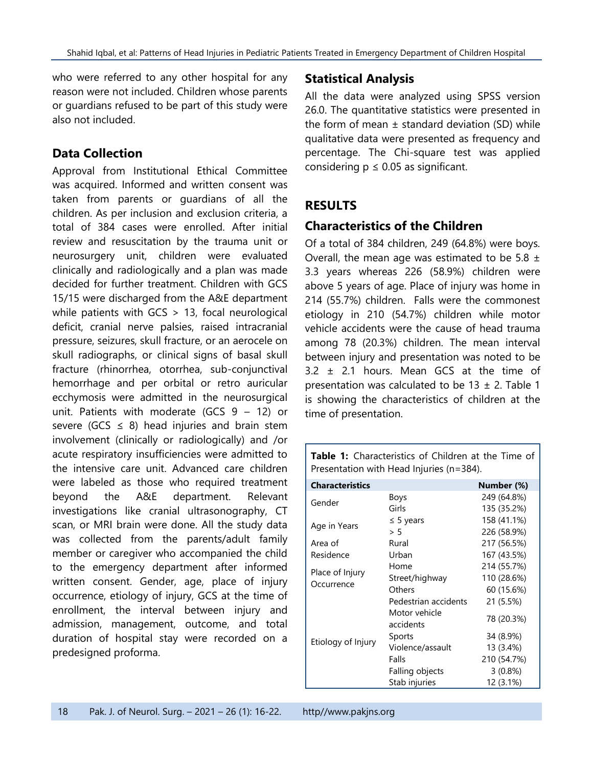who were referred to any other hospital for any reason were not included. Children whose parents or guardians refused to be part of this study were also not included.

## Data Collection

Approval from Institutional Ethical Committee was acquired. Informed and written consent was taken from parents or guardians of all the children. As per inclusion and exclusion criteria, a total of 384 cases were enrolled. After initial review and resuscitation by the trauma unit or neurosurgery unit, children were evaluated clinically and radiologically and a plan was made decided for further treatment. Children with GCS 15/15 were discharged from the A&E department while patients with GCS > 13, focal neurological deficit, cranial nerve palsies, raised intracranial pressure, seizures, skull fracture, or an aerocele on skull radiographs, or clinical signs of basal skull fracture (rhinorrhea, otorrhea, sub-conjunctival hemorrhage and per orbital or retro auricular ecchymosis were admitted in the neurosurgical unit. Patients with moderate (GCS 9 – 12) or severe (GCS ≤ 8) head injuries and brain stem involvement (clinically or radiologically) and /or acute respiratory insufficiencies were admitted to the intensive care unit. Advanced care children were labeled as those who required treatment beyond the A&E department. Relevant investigations like cranial ultrasonography, CT scan, or MRI brain were done. All the study data was collected from the parents/adult family member or caregiver who accompanied the child to the emergency department after informed written consent. Gender, age, place of injury occurrence, etiology of injury, GCS at the time of enrollment, the interval between injury and admission, management, outcome, and total duration of hospital stay were recorded on a predesigned proforma.

## Statistical Analysis

All the data were analyzed using SPSS version 26.0. The quantitative statistics were presented in the form of mean ± standard deviation (SD) while qualitative data were presented as frequency and percentage. The Chi-square test was applied considering $p \leq 0.05$ as significant.

# RESULTS

## Characteristics of the Children

Of a total of 384 children, 249 (64.8%) were boys. Overall, the mean age was estimated to be 5.8 ± 3.3 years whereas 226 (58.9%) children were above 5 years of age. Place of injury was home in 214 (55.7%) children. Falls were the commonest etiology in 210 (54.7%) children while motor vehicle accidents were the cause of head trauma among 78 (20.3%) children. The mean interval between injury and presentation was noted to be 3.2 ± 2.1 hours. Mean GCS at the time of presentation was calculated to be 13 ± 2. Table 1 is showing the characteristics of children at the time of presentation.

**Table 1:** Characteristics of Children at the Time of Presentation with Head Injuries (n=384).

| Characteristics | | Number (%) |
|---|---|---|
| Gender | Boys | 249 (64.8%) |
| | Girls | 135 (35.2%) |
| Age in Years | ≤ 5 years | 158 (41.1%) |
| | > 5 | 226 (58.9%) |
| Area of Residence | Rural | 217 (56.5%) |
| | Urban | 167 (43.5%) |
| Place of Injury Occurrence | Home | 214 (55.7%) |
| | Street/highway | 110 (28.6%) |
| | Others | 60 (15.6%) |
| Etiology of Injury | Pedestrian accidents | 21 (5.5%) |
| | Motor vehicle accidents | 78 (20.3%) |
| | Sports | 34 (8.9%) |
| | Violence/assault | 13 (3.4%) |
| | Falls | 210 (54.7%) |
| | Falling objects | 3 (0.8%) |
| | Stab injuries | 12 (3.1%) |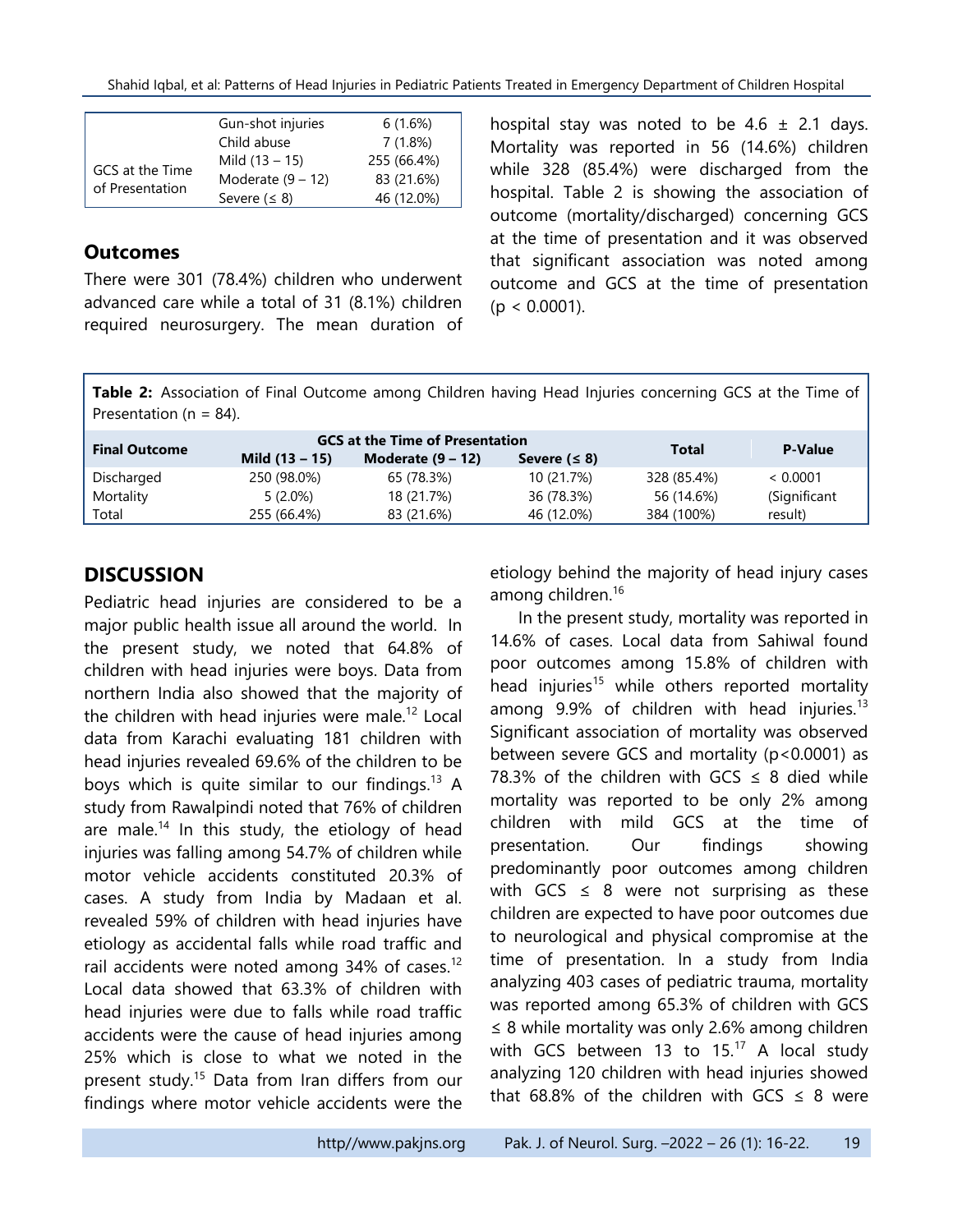| | | |
|---|---|---|
| | Gun-shot injuries | 6 (1.6%) |
| | Child abuse | 7 (1.8%) |
| GCS at the Time of Presentation | Mild (13 – 15) | 255 (66.4%) |
| | Moderate (9 – 12) | 83 (21.6%) |
| | Severe (≤ 8) | 46 (12.0%) |

## Outcomes

There were 301 (78.4%) children who underwent advanced care while a total of 31 (8.1%) children required neurosurgery. The mean duration of hospital stay was noted to be 4.6 ± 2.1 days. Mortality was reported in 56 (14.6%) children while 328 (85.4%) were discharged from the hospital. Table 2 is showing the association of outcome (mortality/discharged) concerning GCS at the time of presentation and it was observed that significant association was noted among outcome and GCS at the time of presentation ($p < 0.0001$).

**Table 2:** Association of Final Outcome among Children having Head Injuries concerning GCS at the Time of Presentation (n = 84).

| Final Outcome | GCS at the Time of Presentation | | | Total | P-Value |
|---|---|---|---|---|---|
| | Mild (13 – 15) | Moderate (9 – 12) | Severe (≤ 8) | | |
| Discharged | 250 (98.0%) | 65 (78.3%) | 10 (21.7%) | 328 (85.4%) | < 0.0001 |
| Mortality | 5 (2.0%) | 18 (21.7%) | 36 (78.3%) | 56 (14.6%) | (Significant |
| Total | 255 (66.4%) | 83 (21.6%) | 46 (12.0%) | 384 (100%) | result) |

## DISCUSSION

Pediatric head injuries are considered to be a major public health issue all around the world. In the present study, we noted that 64.8% of children with head injuries were boys. Data from northern India also showed that the majority of the children with head injuries were male.[12] Local data from Karachi evaluating 181 children with head injuries revealed 69.6% of the children to be boys which is quite similar to our findings.[13] A study from Rawalpindi noted that 76% of children are male.[14] In this study, the etiology of head injuries was falling among 54.7% of children while motor vehicle accidents constituted 20.3% of cases. A study from India by Madaan et al. revealed 59% of children with head injuries have etiology as accidental falls while road traffic and rail accidents were noted among 34% of cases.[12] Local data showed that 63.3% of children with head injuries were due to falls while road traffic accidents were the cause of head injuries among 25% which is close to what we noted in the present study.[15] Data from Iran differs from our findings where motor vehicle accidents were the etiology behind the majority of head injury cases among children.[16]

In the present study, mortality was reported in 14.6% of cases. Local data from Sahiwal found poor outcomes among 15.8% of children with head injuries[15] while others reported mortality among 9.9% of children with head injuries.[13] Significant association of mortality was observed between severe GCS and mortality ($p<0.0001$) as 78.3% of the children with GCS ≤ 8 died while mortality was reported to be only 2% among children with mild GCS at the time of presentation. Our findings showing predominantly poor outcomes among children with GCS ≤ 8 were not surprising as these children are expected to have poor outcomes due to neurological and physical compromise at the time of presentation. In a study from India analyzing 403 cases of pediatric trauma, mortality was reported among 65.3% of children with GCS ≤ 8 while mortality was only 2.6% among children with GCS between 13 to 15.[17] A local study analyzing 120 children with head injuries showed that 68.8% of the children with GCS ≤ 8 were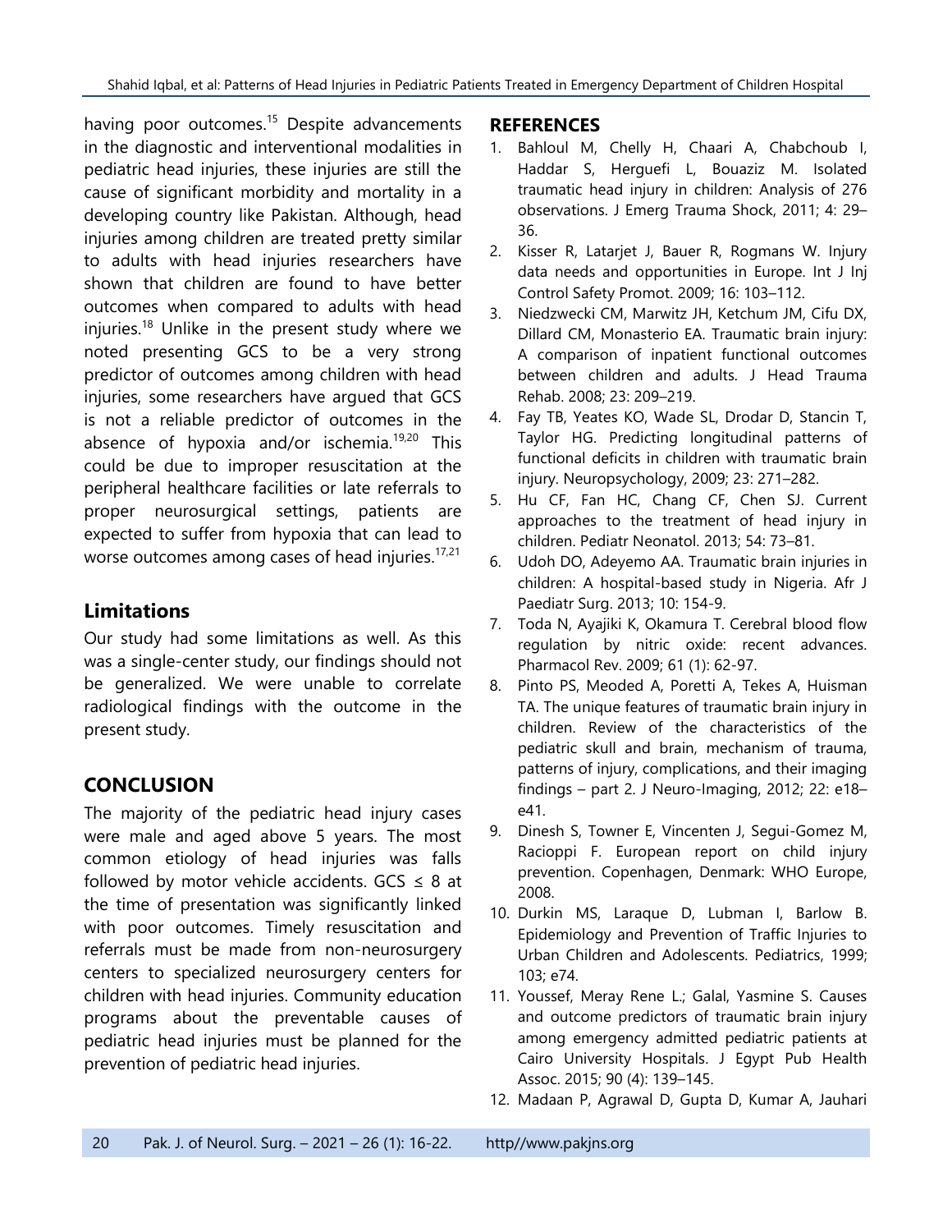having poor outcomes.[15] Despite advancements in the diagnostic and interventional modalities in pediatric head injuries, these injuries are still the cause of significant morbidity and mortality in a developing country like Pakistan. Although, head injuries among children are treated pretty similar to adults with head injuries researchers have shown that children are found to have better outcomes when compared to adults with head injuries.[18] Unlike in the present study where we noted presenting GCS to be a very strong predictor of outcomes among children with head injuries, some researchers have argued that GCS is not a reliable predictor of outcomes in the absence of hypoxia and/or ischemia.[19,20] This could be due to improper resuscitation at the peripheral healthcare facilities or late referrals to proper neurosurgical settings, patients are expected to suffer from hypoxia that can lead to worse outcomes among cases of head injuries.[17,21]

## Limitations

Our study had some limitations as well. As this was a single-center study, our findings should not be generalized. We were unable to correlate radiological findings with the outcome in the present study.

## CONCLUSION

The majority of the pediatric head injury cases were male and aged above 5 years. The most common etiology of head injuries was falls followed by motor vehicle accidents. GCS ≤ 8 at the time of presentation was significantly linked with poor outcomes. Timely resuscitation and referrals must be made from non-neurosurgery centers to specialized neurosurgery centers for children with head injuries. Community education programs about the preventable causes of pediatric head injuries must be planned for the prevention of pediatric head injuries.

## REFERENCES

1. Bahloul M, Chelly H, Chaari A, Chabchoub I, Haddar S, Herguefi L, Bouaziz M. Isolated traumatic head injury in children: Analysis of 276 observations. J Emerg Trauma Shock, 2011; 4: 29–36.
2. Kisser R, Latarjet J, Bauer R, Rogmans W. Injury data needs and opportunities in Europe. Int J Inj Control Safety Promot. 2009; 16: 103–112.
3. Niedzwecki CM, Marwitz JH, Ketchum JM, Cifu DX, Dillard CM, Monasterio EA. Traumatic brain injury: A comparison of inpatient functional outcomes between children and adults. J Head Trauma Rehab. 2008; 23: 209–219.
4. Fay TB, Yeates KO, Wade SL, Drodar D, Stancin T, Taylor HG. Predicting longitudinal patterns of functional deficits in children with traumatic brain injury. Neuropsychology, 2009; 23: 271–282.
5. Hu CF, Fan HC, Chang CF, Chen SJ. Current approaches to the treatment of head injury in children. Pediatr Neonatol. 2013; 54: 73–81.
6. Udoh DO, Adeyemo AA. Traumatic brain injuries in children: A hospital-based study in Nigeria. Afr J Paediatr Surg. 2013; 10: 154-9.
7. Toda N, Ayajiki K, Okamura T. Cerebral blood flow regulation by nitric oxide: recent advances. Pharmacol Rev. 2009; 61 (1): 62-97.
8. Pinto PS, Meoded A, Poretti A, Tekes A, Huisman TA. The unique features of traumatic brain injury in children. Review of the characteristics of the pediatric skull and brain, mechanism of trauma, patterns of injury, complications, and their imaging findings – part 2. J Neuro-Imaging, 2012; 22: e18–e41.
9. Dinesh S, Towner E, Vincenten J, Segui-Gomez M, Racioppi F. European report on child injury prevention. Copenhagen, Denmark: WHO Europe, 2008.
10. Durkin MS, Laraque D, Lubman I, Barlow B. Epidemiology and Prevention of Traffic Injuries to Urban Children and Adolescents. Pediatrics, 1999; 103; e74.
11. Youssef, Meray Rene L.; Galal, Yasmine S. Causes and outcome predictors of traumatic brain injury among emergency admitted pediatric patients at Cairo University Hospitals. J Egypt Pub Health Assoc. 2015; 90 (4): 139–145.
12. Madaan P, Agrawal D, Gupta D, Kumar A, Jauhari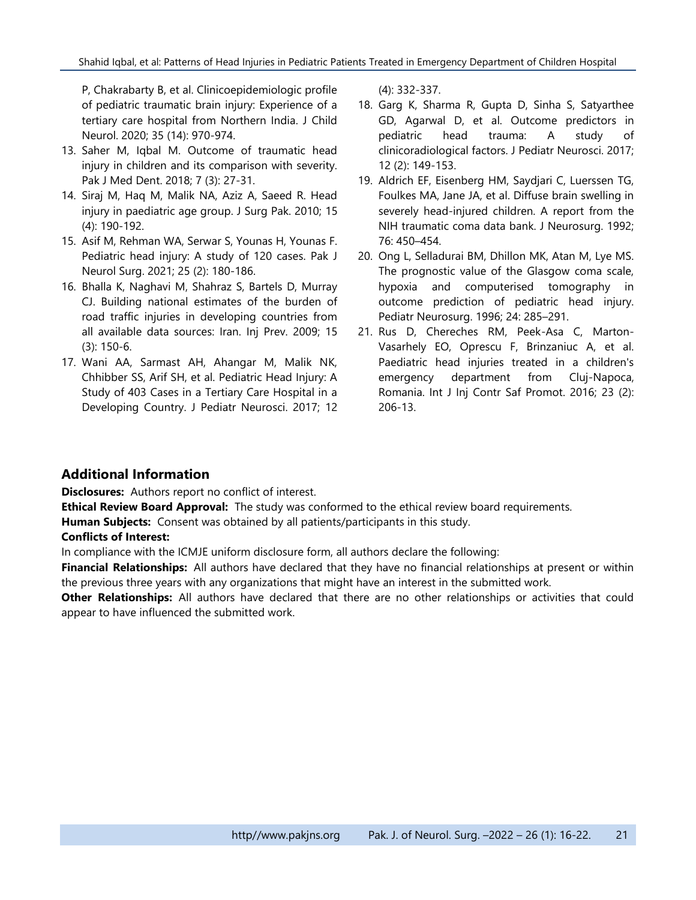P, Chakrabarty B, et al. Clinicoepidemiologic profile of pediatric traumatic brain injury: Experience of a tertiary care hospital from Northern India. J Child Neurol. 2020; 35 (14): 970-974.

13. Saher M, Iqbal M. Outcome of traumatic head injury in children and its comparison with severity. Pak J Med Dent. 2018; 7 (3): 27-31.
14. Siraj M, Haq M, Malik NA, Aziz A, Saeed R. Head injury in paediatric age group. J Surg Pak. 2010; 15 (4): 190-192.
15. Asif M, Rehman WA, Serwar S, Younas H, Younas F. Pediatric head injury: A study of 120 cases. Pak J Neurol Surg. 2021; 25 (2): 180-186.
16. Bhalla K, Naghavi M, Shahraz S, Bartels D, Murray CJ. Building national estimates of the burden of road traffic injuries in developing countries from all available data sources: Iran. Inj Prev. 2009; 15 (3): 150-6.
17. Wani AA, Sarmast AH, Ahangar M, Malik NK, Chhibber SS, Arif SH, et al. Pediatric Head Injury: A Study of 403 Cases in a Tertiary Care Hospital in a Developing Country. J Pediatr Neurosci. 2017; 12 (4): 332-337.
18. Garg K, Sharma R, Gupta D, Sinha S, Satyarthee GD, Agarwal D, et al. Outcome predictors in pediatric head trauma: A study of clinicoradiological factors. J Pediatr Neurosci. 2017; 12 (2): 149-153.
19. Aldrich EF, Eisenberg HM, Saydjari C, Luerssen TG, Foulkes MA, Jane JA, et al. Diffuse brain swelling in severely head-injured children. A report from the NIH traumatic coma data bank. J Neurosurg. 1992; 76: 450–454.
20. Ong L, Selladurai BM, Dhillon MK, Atan M, Lye MS. The prognostic value of the Glasgow coma scale, hypoxia and computerised tomography in outcome prediction of pediatric head injury. Pediatr Neurosurg. 1996; 24: 285–291.
21. Rus D, Chereches RM, Peek-Asa C, Marton-Vasarhely EO, Oprescu F, Brinzaniuc A, et al. Paediatric head injuries treated in a children's emergency department from Cluj-Napoca, Romania. Int J Inj Contr Saf Promot. 2016; 23 (2): 206-13.

## Additional Information

**Disclosures:** Authors report no conflict of interest.

**Ethical Review Board Approval:** The study was conformed to the ethical review board requirements.

**Human Subjects:** Consent was obtained by all patients/participants in this study.

**Conflicts of Interest:**

In compliance with the ICMJE uniform disclosure form, all authors declare the following:

**Financial Relationships:** All authors have declared that they have no financial relationships at present or within the previous three years with any organizations that might have an interest in the submitted work.

**Other Relationships:** All authors have declared that there are no other relationships or activities that could appear to have influenced the submitted work.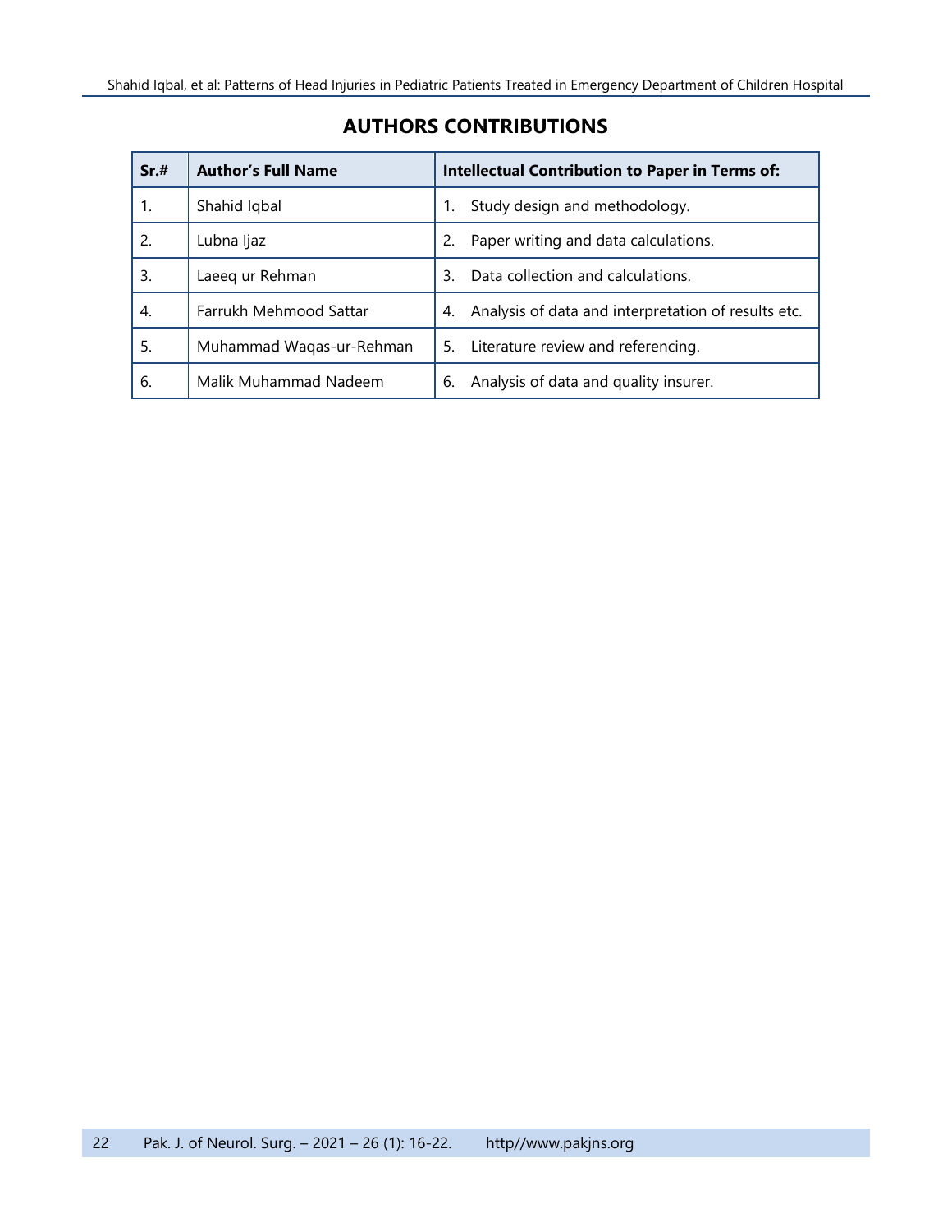## AUTHORS CONTRIBUTIONS

| Sr.# | Author's Full Name | Intellectual Contribution to Paper in Terms of: |
|---|---|---|
| 1. | Shahid Iqbal | 1. Study design and methodology. |
| 2. | Lubna Ijaz | 2. Paper writing and data calculations. |
| 3. | Laeeq ur Rehman | 3. Data collection and calculations. |
| 4. | Farrukh Mehmood Sattar | 4. Analysis of data and interpretation of results etc. |
| 5. | Muhammad Waqas-ur-Rehman | 5. Literature review and referencing. |
| 6. | Malik Muhammad Nadeem | 6. Analysis of data and quality insurer. |